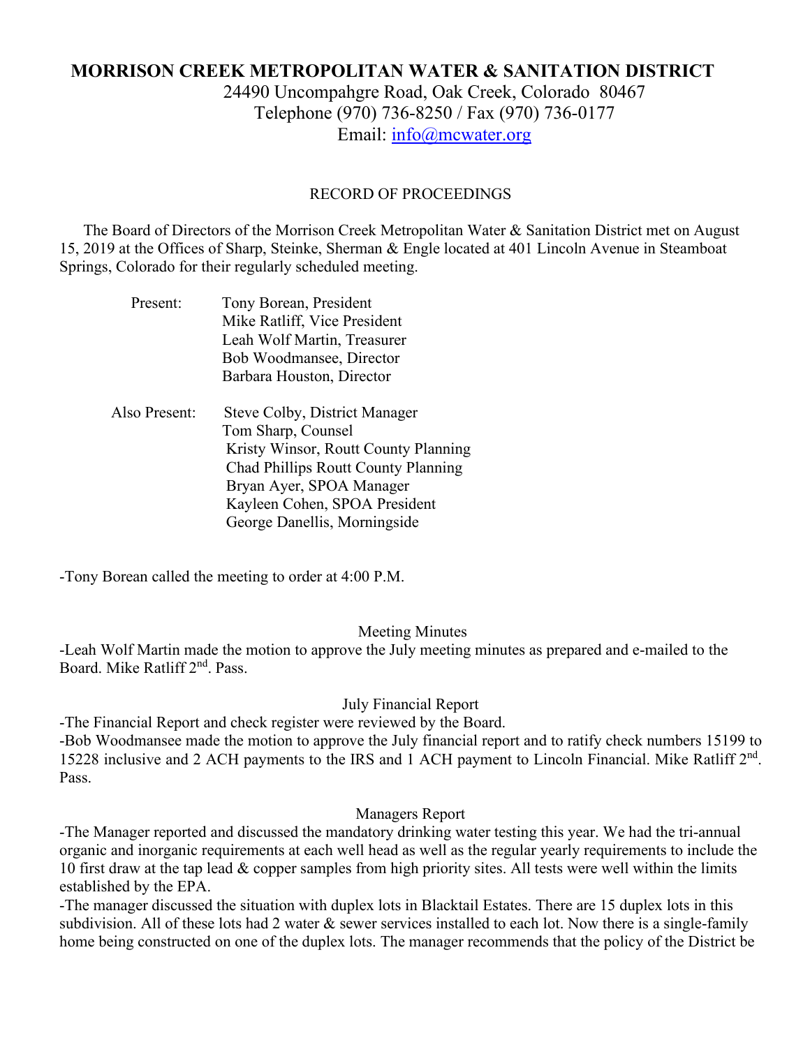# MORRISON CREEK METROPOLITAN WATER & SANITATION DISTRICT

24490 Uncompahgre Road, Oak Creek, Colorado 80467
Telephone (970) 736-8250 / Fax (970) 736-0177
Email: info@mcwater.org

RECORD OF PROCEEDINGS

The Board of Directors of the Morrison Creek Metropolitan Water & Sanitation District met on August 15, 2019 at the Offices of Sharp, Steinke, Sherman & Engle located at 401 Lincoln Avenue in Steamboat Springs, Colorado for their regularly scheduled meeting.

Present:
Tony Borean, President
Mike Ratliff, Vice President
Leah Wolf Martin, Treasurer
Bob Woodmansee, Director
Barbara Houston, Director

Also Present:
Steve Colby, District Manager
Tom Sharp, Counsel
Kristy Winsor, Routt County Planning
Chad Phillips Routt County Planning
Bryan Ayer, SPOA Manager
Kayleen Cohen, SPOA President
George Danellis, Morningside

-Tony Borean called the meeting to order at 4:00 P.M.

Meeting Minutes

-Leah Wolf Martin made the motion to approve the July meeting minutes as prepared and e-mailed to the Board. Mike Ratliff 2nd. Pass.

July Financial Report

-The Financial Report and check register were reviewed by the Board.
-Bob Woodmansee made the motion to approve the July financial report and to ratify check numbers 15199 to 15228 inclusive and 2 ACH payments to the IRS and 1 ACH payment to Lincoln Financial. Mike Ratliff 2nd. Pass.

Managers Report

-The Manager reported and discussed the mandatory drinking water testing this year. We had the tri-annual organic and inorganic requirements at each well head as well as the regular yearly requirements to include the 10 first draw at the tap lead & copper samples from high priority sites. All tests were well within the limits established by the EPA.
-The manager discussed the situation with duplex lots in Blacktail Estates. There are 15 duplex lots in this subdivision. All of these lots had 2 water & sewer services installed to each lot. Now there is a single-family home being constructed on one of the duplex lots. The manager recommends that the policy of the District be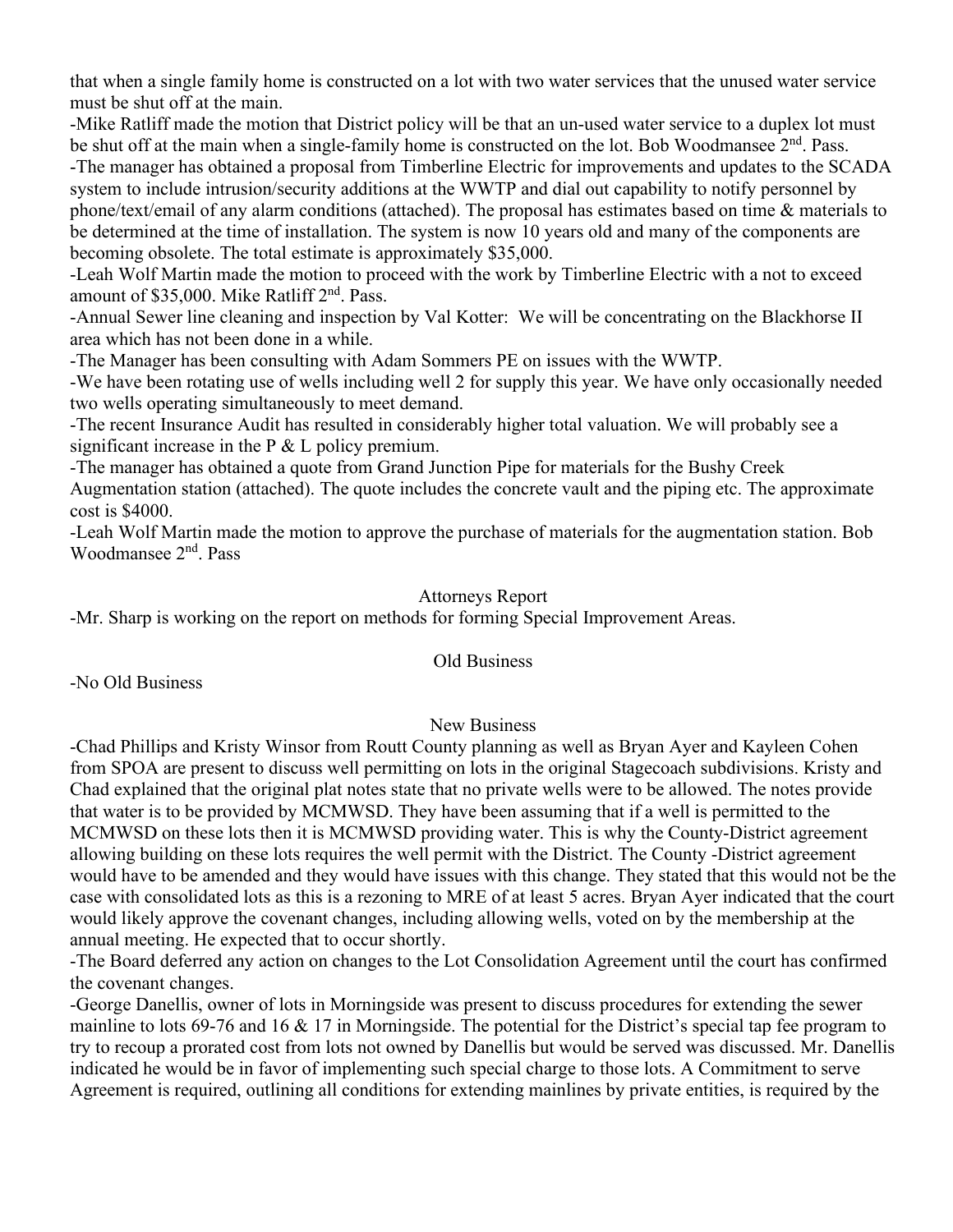that when a single family home is constructed on a lot with two water services that the unused water service must be shut off at the main.

-Mike Ratliff made the motion that District policy will be that an un-used water service to a duplex lot must be shut off at the main when a single-family home is constructed on the lot. Bob Woodmansee 2nd. Pass.

-The manager has obtained a proposal from Timberline Electric for improvements and updates to the SCADA system to include intrusion/security additions at the WWTP and dial out capability to notify personnel by phone/text/email of any alarm conditions (attached). The proposal has estimates based on time & materials to be determined at the time of installation. The system is now 10 years old and many of the components are becoming obsolete. The total estimate is approximately $35,000.

-Leah Wolf Martin made the motion to proceed with the work by Timberline Electric with a not to exceed amount of $35,000. Mike Ratliff 2nd. Pass.

-Annual Sewer line cleaning and inspection by Val Kotter: We will be concentrating on the Blackhorse II area which has not been done in a while.

-The Manager has been consulting with Adam Sommers PE on issues with the WWTP.

-We have been rotating use of wells including well 2 for supply this year. We have only occasionally needed two wells operating simultaneously to meet demand.

-The recent Insurance Audit has resulted in considerably higher total valuation. We will probably see a significant increase in the P & L policy premium.

-The manager has obtained a quote from Grand Junction Pipe for materials for the Bushy Creek Augmentation station (attached). The quote includes the concrete vault and the piping etc. The approximate cost is $4000.

-Leah Wolf Martin made the motion to approve the purchase of materials for the augmentation station. Bob Woodmansee 2nd. Pass

## Attorneys Report

-Mr. Sharp is working on the report on methods for forming Special Improvement Areas.

## Old Business

-No Old Business

## New Business

-Chad Phillips and Kristy Winsor from Routt County planning as well as Bryan Ayer and Kayleen Cohen from SPOA are present to discuss well permitting on lots in the original Stagecoach subdivisions. Kristy and Chad explained that the original plat notes state that no private wells were to be allowed. The notes provide that water is to be provided by MCMWSD. They have been assuming that if a well is permitted to the MCMWSD on these lots then it is MCMWSD providing water. This is why the County-District agreement allowing building on these lots requires the well permit with the District. The County -District agreement would have to be amended and they would have issues with this change. They stated that this would not be the case with consolidated lots as this is a rezoning to MRE of at least 5 acres. Bryan Ayer indicated that the court would likely approve the covenant changes, including allowing wells, voted on by the membership at the annual meeting. He expected that to occur shortly.

-The Board deferred any action on changes to the Lot Consolidation Agreement until the court has confirmed the covenant changes.

-George Danellis, owner of lots in Morningside was present to discuss procedures for extending the sewer mainline to lots 69-76 and 16 & 17 in Morningside. The potential for the District's special tap fee program to try to recoup a prorated cost from lots not owned by Danellis but would be served was discussed. Mr. Danellis indicated he would be in favor of implementing such special charge to those lots. A Commitment to serve Agreement is required, outlining all conditions for extending mainlines by private entities, is required by the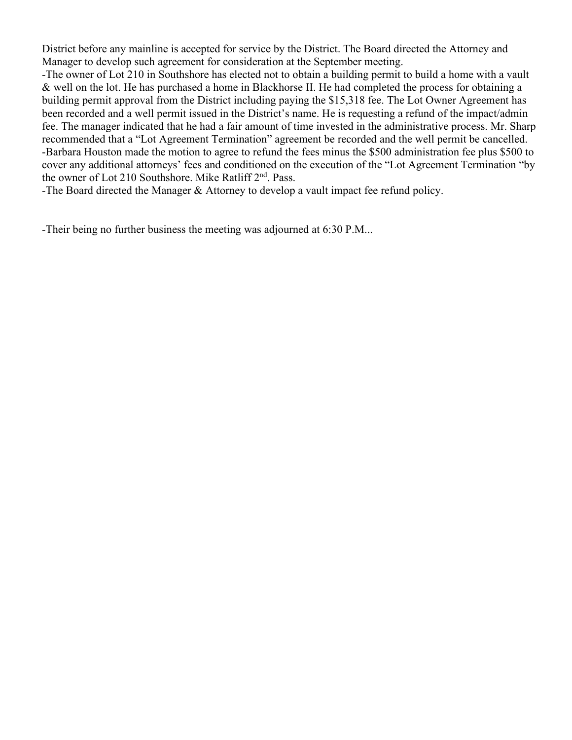District before any mainline is accepted for service by the District. The Board directed the Attorney and Manager to develop such agreement for consideration at the September meeting.

-The owner of Lot 210 in Southshore has elected not to obtain a building permit to build a home with a vault & well on the lot. He has purchased a home in Blackhorse II. He had completed the process for obtaining a building permit approval from the District including paying the $15,318 fee. The Lot Owner Agreement has been recorded and a well permit issued in the District's name. He is requesting a refund of the impact/admin fee. The manager indicated that he had a fair amount of time invested in the administrative process. Mr. Sharp recommended that a "Lot Agreement Termination" agreement be recorded and the well permit be cancelled.

-Barbara Houston made the motion to agree to refund the fees minus the $500 administration fee plus $500 to cover any additional attorneys' fees and conditioned on the execution of the "Lot Agreement Termination "by the owner of Lot 210 Southshore. Mike Ratliff 2nd. Pass.

-The Board directed the Manager & Attorney to develop a vault impact fee refund policy.

-Their being no further business the meeting was adjourned at 6:30 P.M...